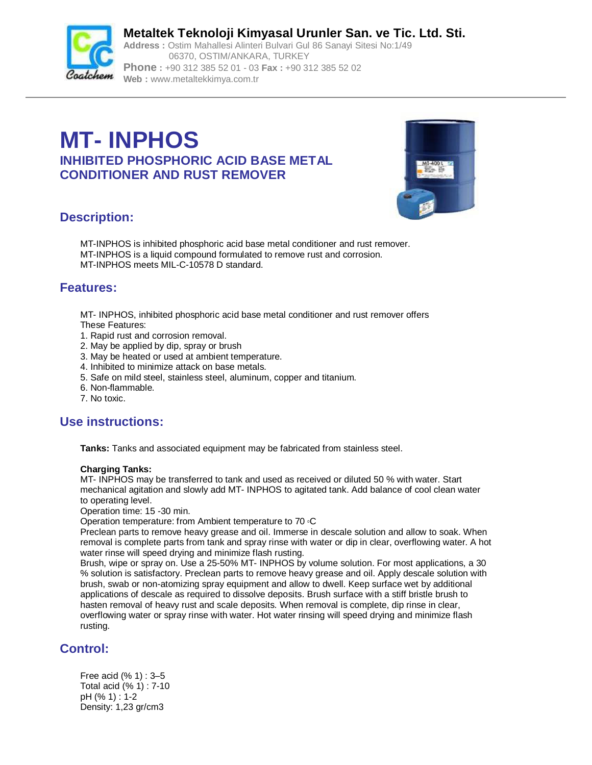**Metaltek Teknoloji Kimyasal Urunler San. ve Tic. Ltd. Sti.**
**Address :** Ostim Mahallesi Alinteri Bulvari Gul 86 Sanayi Sitesi No:1/49
06370, OSTIM/ANKARA, TURKEY
**Phone :** +90 312 385 52 01 - 03 **Fax :** +90 312 385 52 02
**Web :** www.metaltekkimya.com.tr

# MT- INPHOS

## INHIBITED PHOSPHORIC ACID BASE METAL CONDITIONER AND RUST REMOVER

## Description:

MT-INPHOS is inhibited phosphoric acid base metal conditioner and rust remover.
MT-INPHOS is a liquid compound formulated to remove rust and corrosion.
MT-INPHOS meets MIL-C-10578 D standard.

## Features:

MT- INPHOS, inhibited phosphoric acid base metal conditioner and rust remover offers These Features:

1. Rapid rust and corrosion removal.
2. May be applied by dip, spray or brush
3. May be heated or used at ambient temperature.
4. Inhibited to minimize attack on base metals.
5. Safe on mild steel, stainless steel, aluminum, copper and titanium.
6. Non-flammable.
7. No toxic.

## Use instructions:

**Tanks:** Tanks and associated equipment may be fabricated from stainless steel.

**Charging Tanks:**
MT- INPHOS may be transferred to tank and used as received or diluted 50 % with water. Start mechanical agitation and slowly add MT- INPHOS to agitated tank. Add balance of cool clean water to operating level.
Operation time: 15 -30 min.
Operation temperature: from Ambient temperature to 70 ◦C
Preclean parts to remove heavy grease and oil. Immerse in descale solution and allow to soak. When removal is complete parts from tank and spray rinse with water or dip in clear, overflowing water. A hot water rinse will speed drying and minimize flash rusting.
Brush, wipe or spray on. Use a 25-50% MT- INPHOS by volume solution. For most applications, a 30 % solution is satisfactory. Preclean parts to remove heavy grease and oil. Apply descale solution with brush, swab or non-atomizing spray equipment and allow to dwell. Keep surface wet by additional applications of descale as required to dissolve deposits. Brush surface with a stiff bristle brush to hasten removal of heavy rust and scale deposits. When removal is complete, dip rinse in clear, overflowing water or spray rinse with water. Hot water rinsing will speed drying and minimize flash rusting.

## Control:

Free acid (% 1) : 3–5
Total acid (% 1) : 7-10
pH (% 1) : 1-2
Density: 1,23 gr/cm3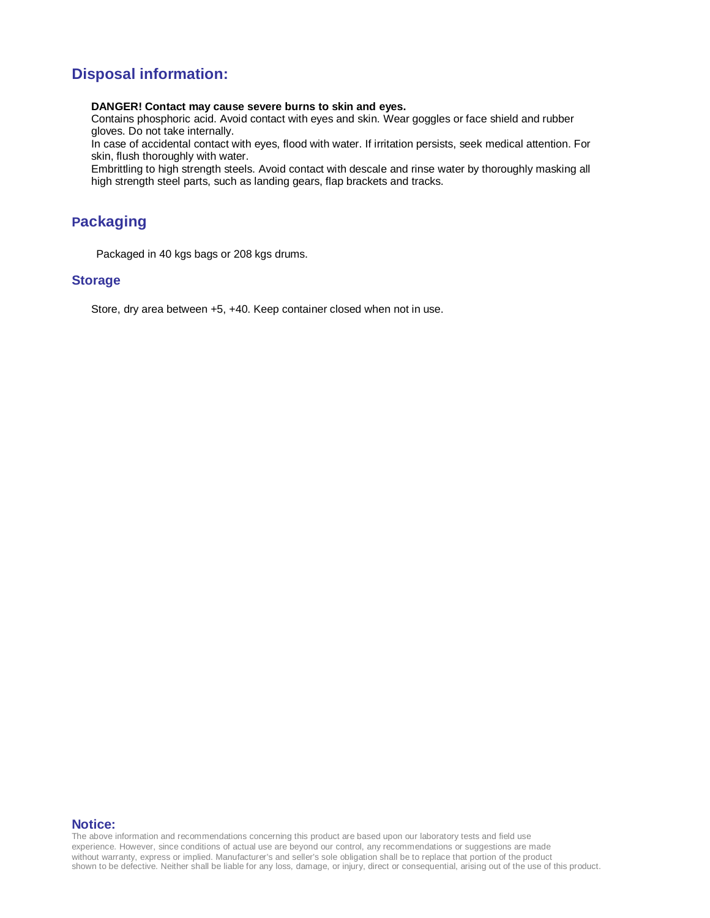## Disposal information:

**DANGER! Contact may cause severe burns to skin and eyes.**
Contains phosphoric acid. Avoid contact with eyes and skin. Wear goggles or face shield and rubber gloves. Do not take internally.
In case of accidental contact with eyes, flood with water. If irritation persists, seek medical attention. For skin, flush thoroughly with water.
Embrittling to high strength steels. Avoid contact with descale and rinse water by thoroughly masking all high strength steel parts, such as landing gears, flap brackets and tracks.

## Packaging

Packaged in 40 kgs bags or 208 kgs drums.

### Storage

Store, dry area between +5, +40. Keep container closed when not in use.

### Notice:

The above information and recommendations concerning this product are based upon our laboratory tests and field use experience. However, since conditions of actual use are beyond our control, any recommendations or suggestions are made without warranty, express or implied. Manufacturer's and seller's sole obligation shall be to replace that portion of the product shown to be defective. Neither shall be liable for any loss, damage, or injury, direct or consequential, arising out of the use of this product.